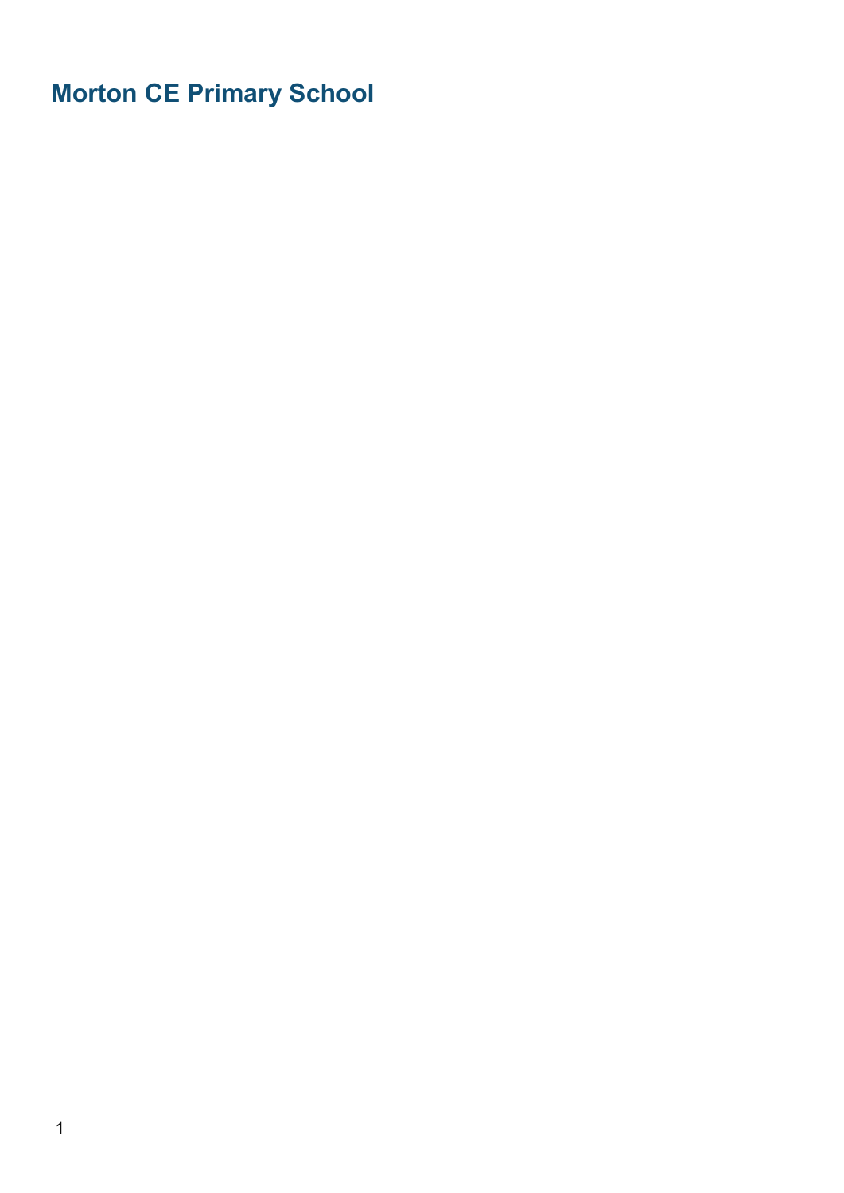# Morton CE Primary School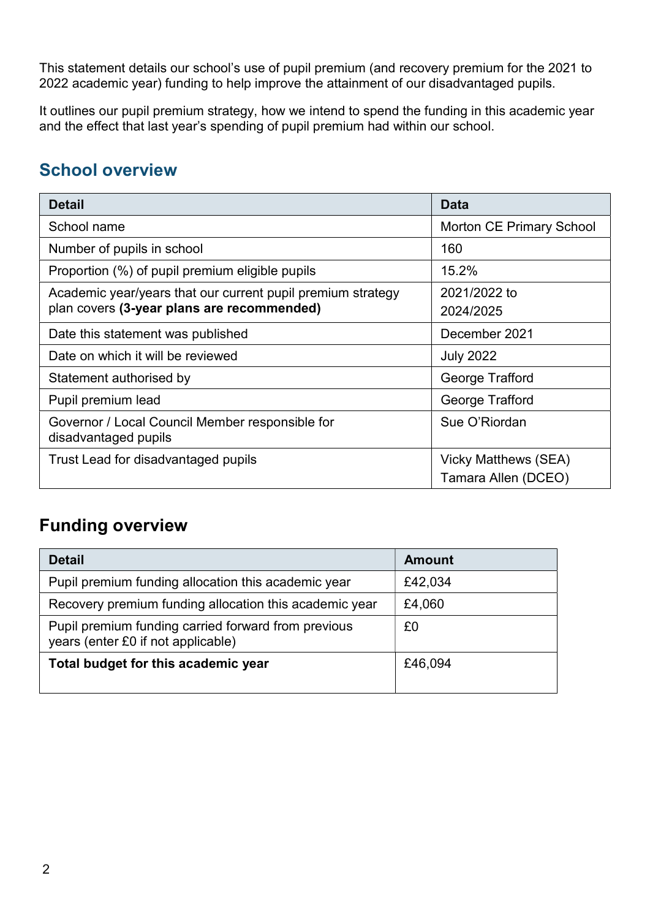This statement details our school's use of pupil premium (and recovery premium for the 2021 to 2022 academic year) funding to help improve the attainment of our disadvantaged pupils.

It outlines our pupil premium strategy, how we intend to spend the funding in this academic year and the effect that last year's spending of pupil premium had within our school.

## School overview

| Detail | Data |
| --- | --- |
| School name | Morton CE Primary School |
| Number of pupils in school | 160 |
| Proportion (%) of pupil premium eligible pupils | 15.2% |
| Academic year/years that our current pupil premium strategy plan covers **(3-year plans are recommended)** | 2021/2022 to 2024/2025 |
| Date this statement was published | December 2021 |
| Date on which it will be reviewed | July 2022 |
| Statement authorised by | George Trafford |
| Pupil premium lead | George Trafford |
| Governor / Local Council Member responsible for disadvantaged pupils | Sue O'Riordan |
| Trust Lead for disadvantaged pupils | Vicky Matthews (SEA) Tamara Allen (DCEO) |

## Funding overview

| Detail | Amount |
| --- | --- |
| Pupil premium funding allocation this academic year | £42,034 |
| Recovery premium funding allocation this academic year | £4,060 |
| Pupil premium funding carried forward from previous years (enter £0 if not applicable) | £0 |
| **Total budget for this academic year** | £46,094 |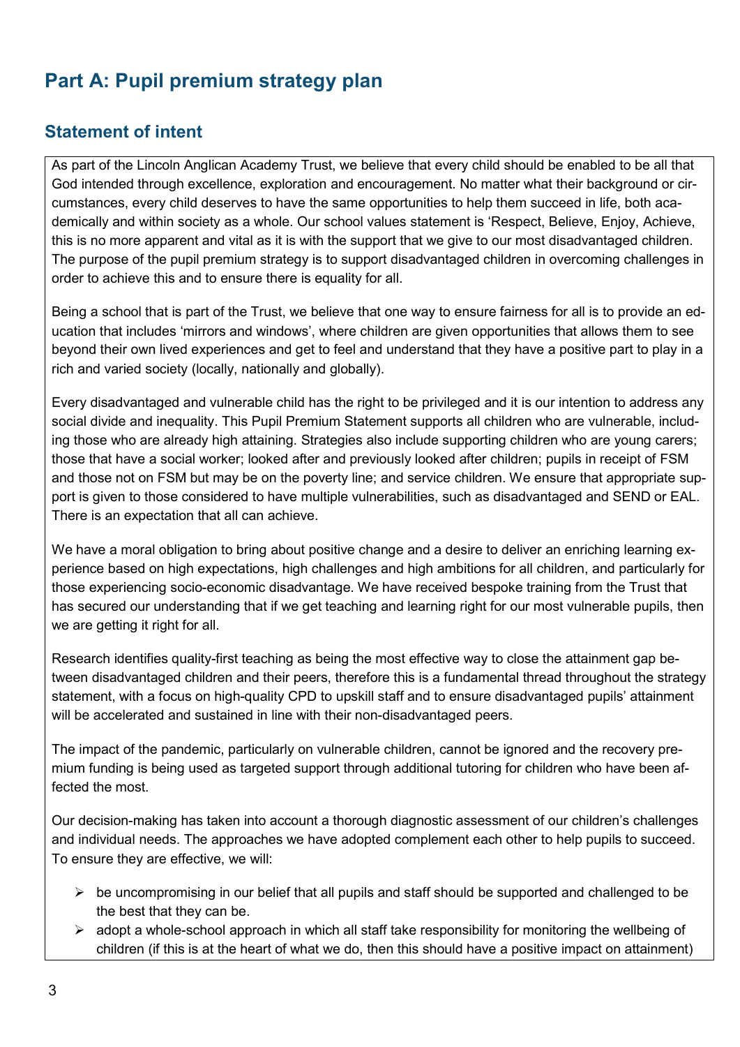# Part A: Pupil premium strategy plan

## Statement of intent

As part of the Lincoln Anglican Academy Trust, we believe that every child should be enabled to be all that God intended through excellence, exploration and encouragement. No matter what their background or circumstances, every child deserves to have the same opportunities to help them succeed in life, both academically and within society as a whole. Our school values statement is 'Respect, Believe, Enjoy, Achieve, this is no more apparent and vital as it is with the support that we give to our most disadvantaged children. The purpose of the pupil premium strategy is to support disadvantaged children in overcoming challenges in order to achieve this and to ensure there is equality for all.

Being a school that is part of the Trust, we believe that one way to ensure fairness for all is to provide an education that includes 'mirrors and windows', where children are given opportunities that allows them to see beyond their own lived experiences and get to feel and understand that they have a positive part to play in a rich and varied society (locally, nationally and globally).

Every disadvantaged and vulnerable child has the right to be privileged and it is our intention to address any social divide and inequality. This Pupil Premium Statement supports all children who are vulnerable, including those who are already high attaining. Strategies also include supporting children who are young carers; those that have a social worker; looked after and previously looked after children; pupils in receipt of FSM and those not on FSM but may be on the poverty line; and service children. We ensure that appropriate support is given to those considered to have multiple vulnerabilities, such as disadvantaged and SEND or EAL. There is an expectation that all can achieve.

We have a moral obligation to bring about positive change and a desire to deliver an enriching learning experience based on high expectations, high challenges and high ambitions for all children, and particularly for those experiencing socio-economic disadvantage. We have received bespoke training from the Trust that has secured our understanding that if we get teaching and learning right for our most vulnerable pupils, then we are getting it right for all.

Research identifies quality-first teaching as being the most effective way to close the attainment gap between disadvantaged children and their peers, therefore this is a fundamental thread throughout the strategy statement, with a focus on high-quality CPD to upskill staff and to ensure disadvantaged pupils' attainment will be accelerated and sustained in line with their non-disadvantaged peers.

The impact of the pandemic, particularly on vulnerable children, cannot be ignored and the recovery premium funding is being used as targeted support through additional tutoring for children who have been affected the most.

Our decision-making has taken into account a thorough diagnostic assessment of our children's challenges and individual needs. The approaches we have adopted complement each other to help pupils to succeed. To ensure they are effective, we will:

- be uncompromising in our belief that all pupils and staff should be supported and challenged to be the best that they can be.
- adopt a whole-school approach in which all staff take responsibility for monitoring the wellbeing of children (if this is at the heart of what we do, then this should have a positive impact on attainment)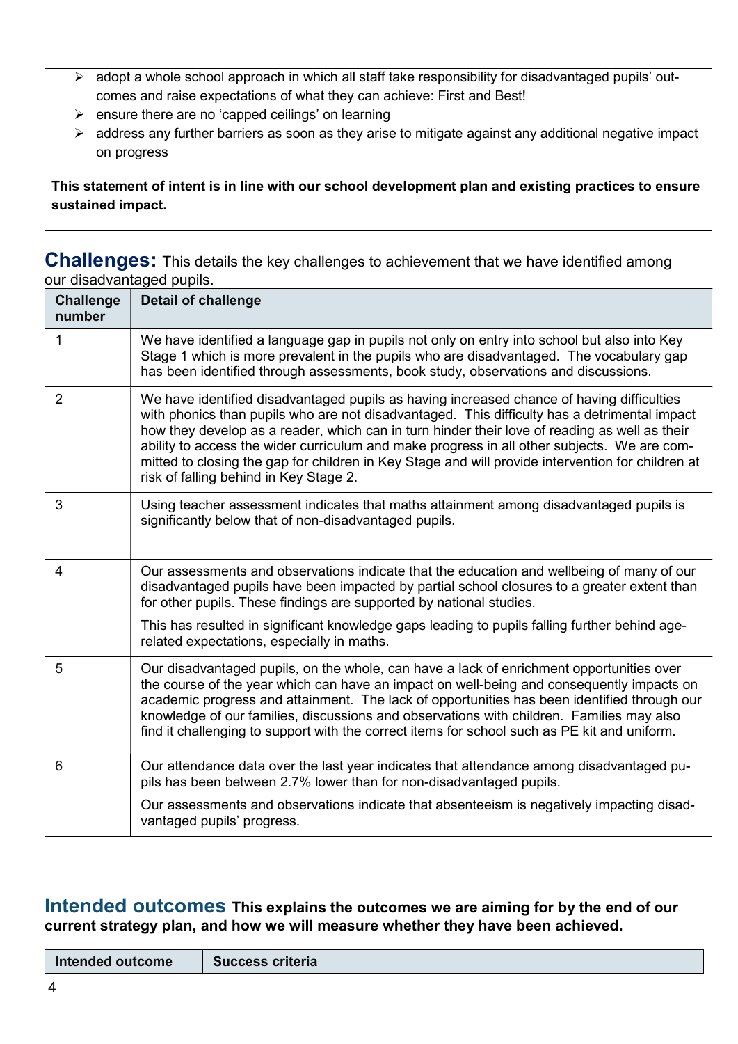- adopt a whole school approach in which all staff take responsibility for disadvantaged pupils' outcomes and raise expectations of what they can achieve: First and Best!
- ensure there are no 'capped ceilings' on learning
- address any further barriers as soon as they arise to mitigate against any additional negative impact on progress

**This statement of intent is in line with our school development plan and existing practices to ensure sustained impact.**

## Challenges: This details the key challenges to achievement that we have identified among our disadvantaged pupils.

| Challenge number | Detail of challenge |
|---|---|
| 1 | We have identified a language gap in pupils not only on entry into school but also into Key Stage 1 which is more prevalent in the pupils who are disadvantaged. The vocabulary gap has been identified through assessments, book study, observations and discussions. |
| 2 | We have identified disadvantaged pupils as having increased chance of having difficulties with phonics than pupils who are not disadvantaged. This difficulty has a detrimental impact how they develop as a reader, which can in turn hinder their love of reading as well as their ability to access the wider curriculum and make progress in all other subjects. We are committed to closing the gap for children in Key Stage and will provide intervention for children at risk of falling behind in Key Stage 2. |
| 3 | Using teacher assessment indicates that maths attainment among disadvantaged pupils is significantly below that of non-disadvantaged pupils. |
| 4 | Our assessments and observations indicate that the education and wellbeing of many of our disadvantaged pupils have been impacted by partial school closures to a greater extent than for other pupils. These findings are supported by national studies.<br><br>This has resulted in significant knowledge gaps leading to pupils falling further behind age-related expectations, especially in maths. |
| 5 | Our disadvantaged pupils, on the whole, can have a lack of enrichment opportunities over the course of the year which can have an impact on well-being and consequently impacts on academic progress and attainment. The lack of opportunities has been identified through our knowledge of our families, discussions and observations with children. Families may also find it challenging to support with the correct items for school such as PE kit and uniform. |
| 6 | Our attendance data over the last year indicates that attendance among disadvantaged pupils has been between 2.7% lower than for non-disadvantaged pupils.<br><br>Our assessments and observations indicate that absenteeism is negatively impacting disadvantaged pupils' progress. |

## Intended outcomes **This explains the outcomes we are aiming for by the end of our current strategy plan, and how we will measure whether they have been achieved.**

| Intended outcome | Success criteria |
|---|---|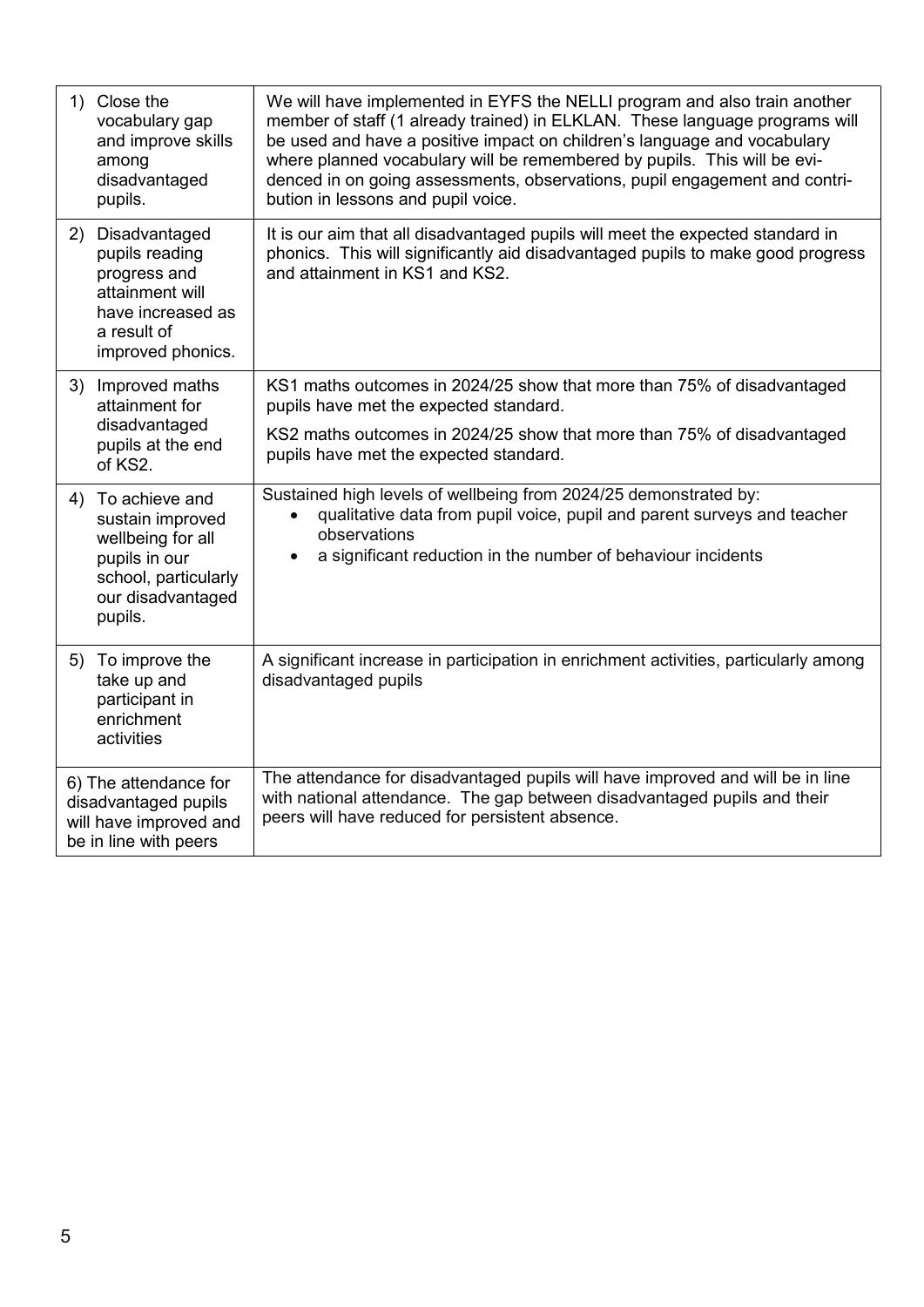| | |
|---|---|
| 1) Close the vocabulary gap and improve skills among disadvantaged pupils. | We will have implemented in EYFS the NELLI program and also train another member of staff (1 already trained) in ELKLAN. These language programs will be used and have a positive impact on children's language and vocabulary where planned vocabulary will be remembered by pupils. This will be evidenced in on going assessments, observations, pupil engagement and contribution in lessons and pupil voice. |
| 2) Disadvantaged pupils reading progress and attainment will have increased as a result of improved phonics. | It is our aim that all disadvantaged pupils will meet the expected standard in phonics. This will significantly aid disadvantaged pupils to make good progress and attainment in KS1 and KS2. |
| 3) Improved maths attainment for disadvantaged pupils at the end of KS2. | KS1 maths outcomes in 2024/25 show that more than 75% of disadvantaged pupils have met the expected standard.<br><br>KS2 maths outcomes in 2024/25 show that more than 75% of disadvantaged pupils have met the expected standard. |
| 4) To achieve and sustain improved wellbeing for all pupils in our school, particularly our disadvantaged pupils. | Sustained high levels of wellbeing from 2024/25 demonstrated by:<br>• qualitative data from pupil voice, pupil and parent surveys and teacher observations<br>• a significant reduction in the number of behaviour incidents |
| 5) To improve the take up and participant in enrichment activities | A significant increase in participation in enrichment activities, particularly among disadvantaged pupils |
| 6) The attendance for disadvantaged pupils will have improved and be in line with peers | The attendance for disadvantaged pupils will have improved and will be in line with national attendance. The gap between disadvantaged pupils and their peers will have reduced for persistent absence. |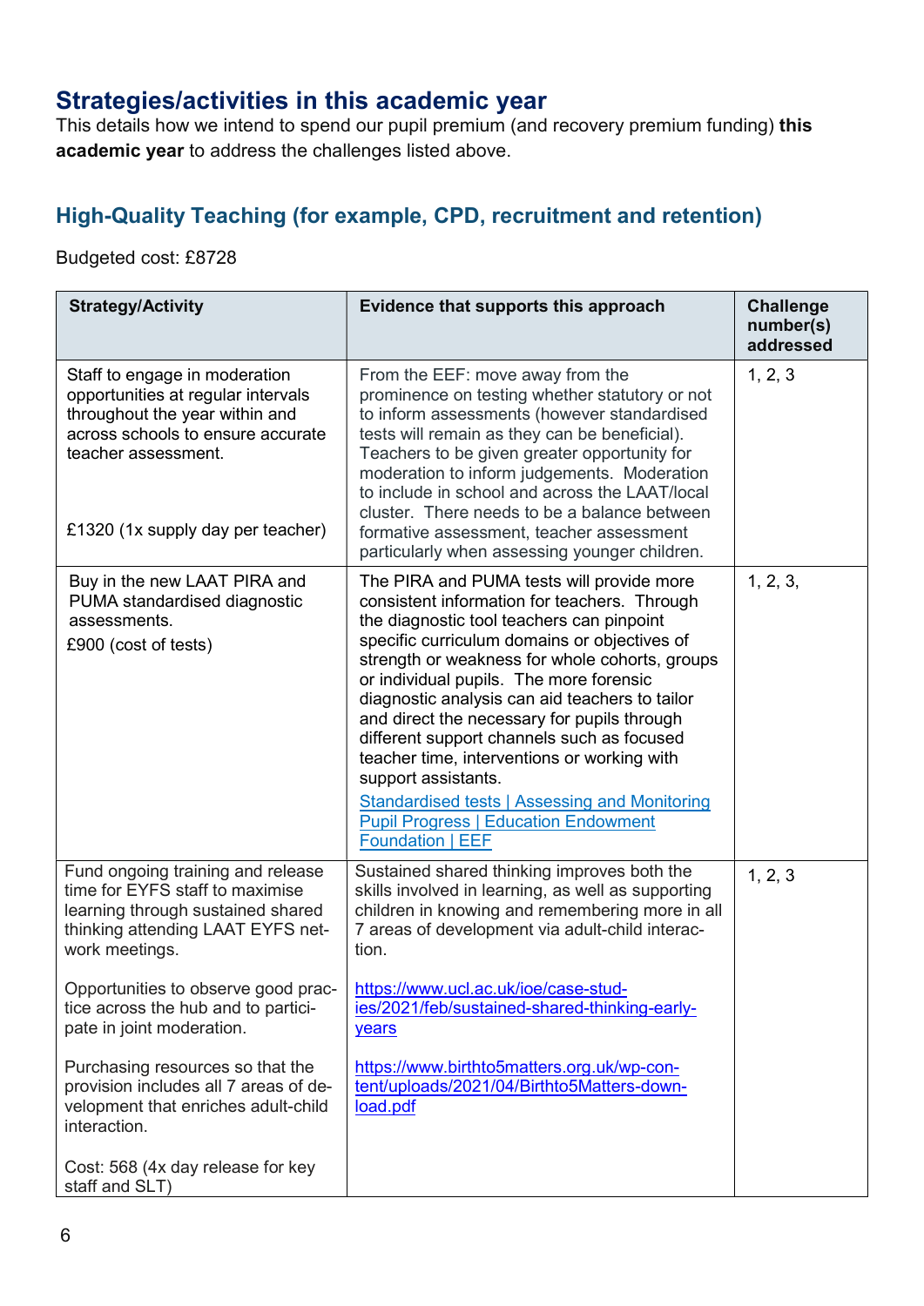## Strategies/activities in this academic year

This details how we intend to spend our pupil premium (and recovery premium funding) **this academic year** to address the challenges listed above.

### High-Quality Teaching (for example, CPD, recruitment and retention)

Budgeted cost: £8728

| Strategy/Activity | Evidence that supports this approach | Challenge number(s) addressed |
|---|---|---|
| Staff to engage in moderation opportunities at regular intervals throughout the year within and across schools to ensure accurate teacher assessment.<br><br>£1320 (1x supply day per teacher) | From the EEF: move away from the prominence on testing whether statutory or not to inform assessments (however standardised tests will remain as they can be beneficial). Teachers to be given greater opportunity for moderation to inform judgements. Moderation to include in school and across the LAAT/local cluster. There needs to be a balance between formative assessment, teacher assessment particularly when assessing younger children. | 1, 2, 3 |
| Buy in the new LAAT PIRA and PUMA standardised diagnostic assessments.<br>£900 (cost of tests) | The PIRA and PUMA tests will provide more consistent information for teachers. Through the diagnostic tool teachers can pinpoint specific curriculum domains or objectives of strength or weakness for whole cohorts, groups or individual pupils. The more forensic diagnostic analysis can aid teachers to tailor and direct the necessary for pupils through different support channels such as focused teacher time, interventions or working with support assistants.<br>[Standardised tests \| Assessing and Monitoring Pupil Progress \| Education Endowment Foundation \| EEF]() | 1, 2, 3, |
| Fund ongoing training and release time for EYFS staff to maximise learning through sustained shared thinking attending LAAT EYFS network meetings.<br><br>Opportunities to observe good practice across the hub and to participate in joint moderation.<br><br>Purchasing resources so that the provision includes all 7 areas of development that enriches adult-child interaction.<br><br>Cost: 568 (4x day release for key staff and SLT) | Sustained shared thinking improves both the skills involved in learning, as well as supporting children in knowing and remembering more in all 7 areas of development via adult-child interaction.<br><br>https://www.ucl.ac.uk/ioe/case-studies/2021/feb/sustained-shared-thinking-early-years<br><br>https://www.birthto5matters.org.uk/wp-content/uploads/2021/04/Birthto5Matters-download.pdf | 1, 2, 3 |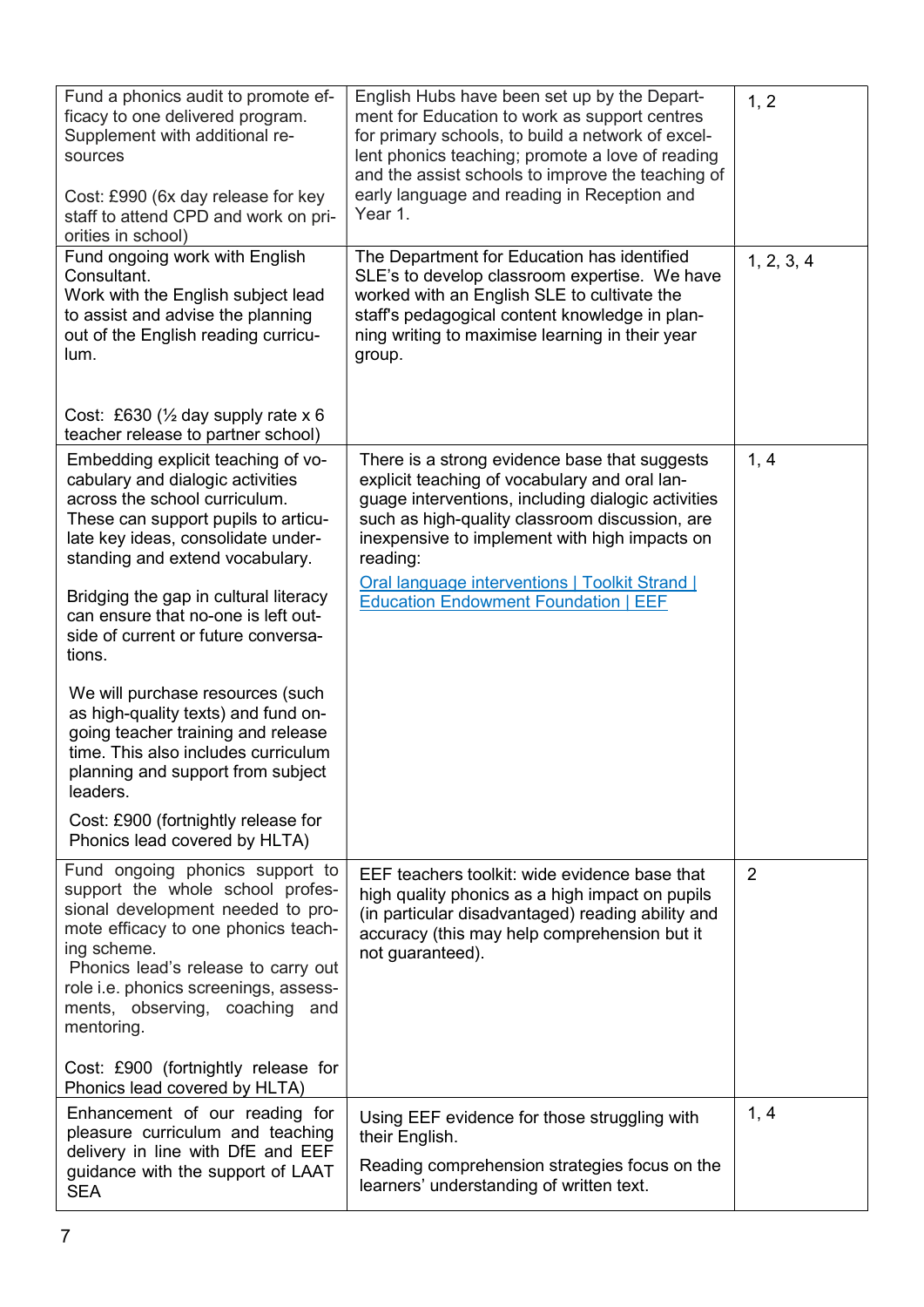| | | |
|---|---|---|
| Fund a phonics audit to promote efficacy to one delivered program. Supplement with additional resources<br><br>Cost: £990 (6x day release for key staff to attend CPD and work on priorities in school) | English Hubs have been set up by the Department for Education to work as support centres for primary schools, to build a network of excellent phonics teaching; promote a love of reading and the assist schools to improve the teaching of early language and reading in Reception and Year 1. | 1, 2 |
| Fund ongoing work with English Consultant.<br>Work with the English subject lead to assist and advise the planning out of the English reading curriculum.<br><br>Cost: £630 (½ day supply rate x 6 teacher release to partner school) | The Department for Education has identified SLE's to develop classroom expertise. We have worked with an English SLE to cultivate the staff's pedagogical content knowledge in planning writing to maximise learning in their year group. | 1, 2, 3, 4 |
| Embedding explicit teaching of vocabulary and dialogic activities across the school curriculum. These can support pupils to articulate key ideas, consolidate understanding and extend vocabulary.<br><br>Bridging the gap in cultural literacy can ensure that no-one is left outside of current or future conversations.<br><br>We will purchase resources (such as high-quality texts) and fund ongoing teacher training and release time. This also includes curriculum planning and support from subject leaders.<br><br>Cost: £900 (fortnightly release for Phonics lead covered by HLTA) | There is a strong evidence base that suggests explicit teaching of vocabulary and oral language interventions, including dialogic activities such as high-quality classroom discussion, are inexpensive to implement with high impacts on reading:<br><br>Oral language interventions \| Toolkit Strand \| Education Endowment Foundation \| EEF | 1, 4 |
| Fund ongoing phonics support to support the whole school professional development needed to promote efficacy to one phonics teaching scheme.<br>Phonics lead's release to carry out role i.e. phonics screenings, assessments, observing, coaching and mentoring.<br><br>Cost: £900 (fortnightly release for Phonics lead covered by HLTA) | EEF teachers toolkit: wide evidence base that high quality phonics as a high impact on pupils (in particular disadvantaged) reading ability and accuracy (this may help comprehension but it not guaranteed). | 2 |
| Enhancement of our reading for pleasure curriculum and teaching delivery in line with DfE and EEF guidance with the support of LAAT SEA | Using EEF evidence for those struggling with their English.<br><br>Reading comprehension strategies focus on the learners' understanding of written text. | 1, 4 |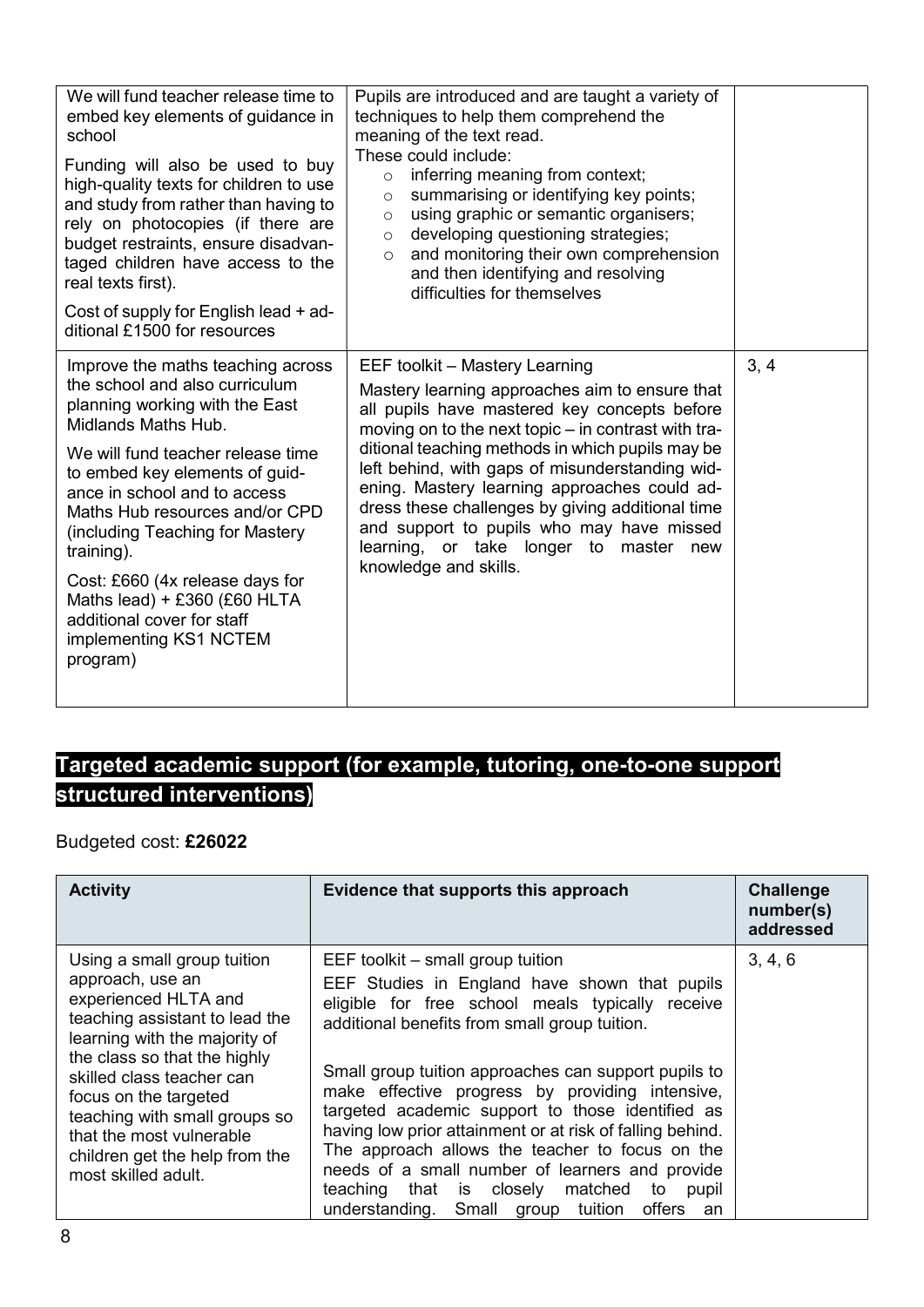| | | |
|---|---|---|
| We will fund teacher release time to embed key elements of guidance in school<br><br>Funding will also be used to buy high-quality texts for children to use and study from rather than having to rely on photocopies (if there are budget restraints, ensure disadvantaged children have access to the real texts first).<br><br>Cost of supply for English lead + additional £1500 for resources | Pupils are introduced and are taught a variety of techniques to help them comprehend the meaning of the text read.<br>These could include:<br>◦ inferring meaning from context;<br>◦ summarising or identifying key points;<br>◦ using graphic or semantic organisers;<br>◦ developing questioning strategies;<br>◦ and monitoring their own comprehension and then identifying and resolving difficulties for themselves | |
| Improve the maths teaching across the school and also curriculum planning working with the East Midlands Maths Hub.<br><br>We will fund teacher release time to embed key elements of guidance in school and to access Maths Hub resources and/or CPD (including Teaching for Mastery training).<br><br>Cost: £660 (4x release days for Maths lead) + £360 (£60 HLTA additional cover for staff implementing KS1 NCTEM program) | EEF toolkit – Mastery Learning<br><br>Mastery learning approaches aim to ensure that all pupils have mastered key concepts before moving on to the next topic – in contrast with traditional teaching methods in which pupils may be left behind, with gaps of misunderstanding widening. Mastery learning approaches could address these challenges by giving additional time and support to pupils who may have missed learning, or take longer to master new knowledge and skills. | 3, 4 |

## Targeted academic support (for example, tutoring, one-to-one support structured interventions)

Budgeted cost: **£26022**

| Activity | Evidence that supports this approach | Challenge number(s) addressed |
|---|---|---|
| Using a small group tuition approach, use an experienced HLTA and teaching assistant to lead the learning with the majority of the class so that the highly skilled class teacher can focus on the targeted teaching with small groups so that the most vulnerable children get the help from the most skilled adult. | EEF toolkit – small group tuition<br>EEF Studies in England have shown that pupils eligible for free school meals typically receive additional benefits from small group tuition.<br><br>Small group tuition approaches can support pupils to make effective progress by providing intensive, targeted academic support to those identified as having low prior attainment or at risk of falling behind. The approach allows the teacher to focus on the needs of a small number of learners and provide teaching that is closely matched to pupil understanding. Small group tuition offers an | 3, 4, 6 |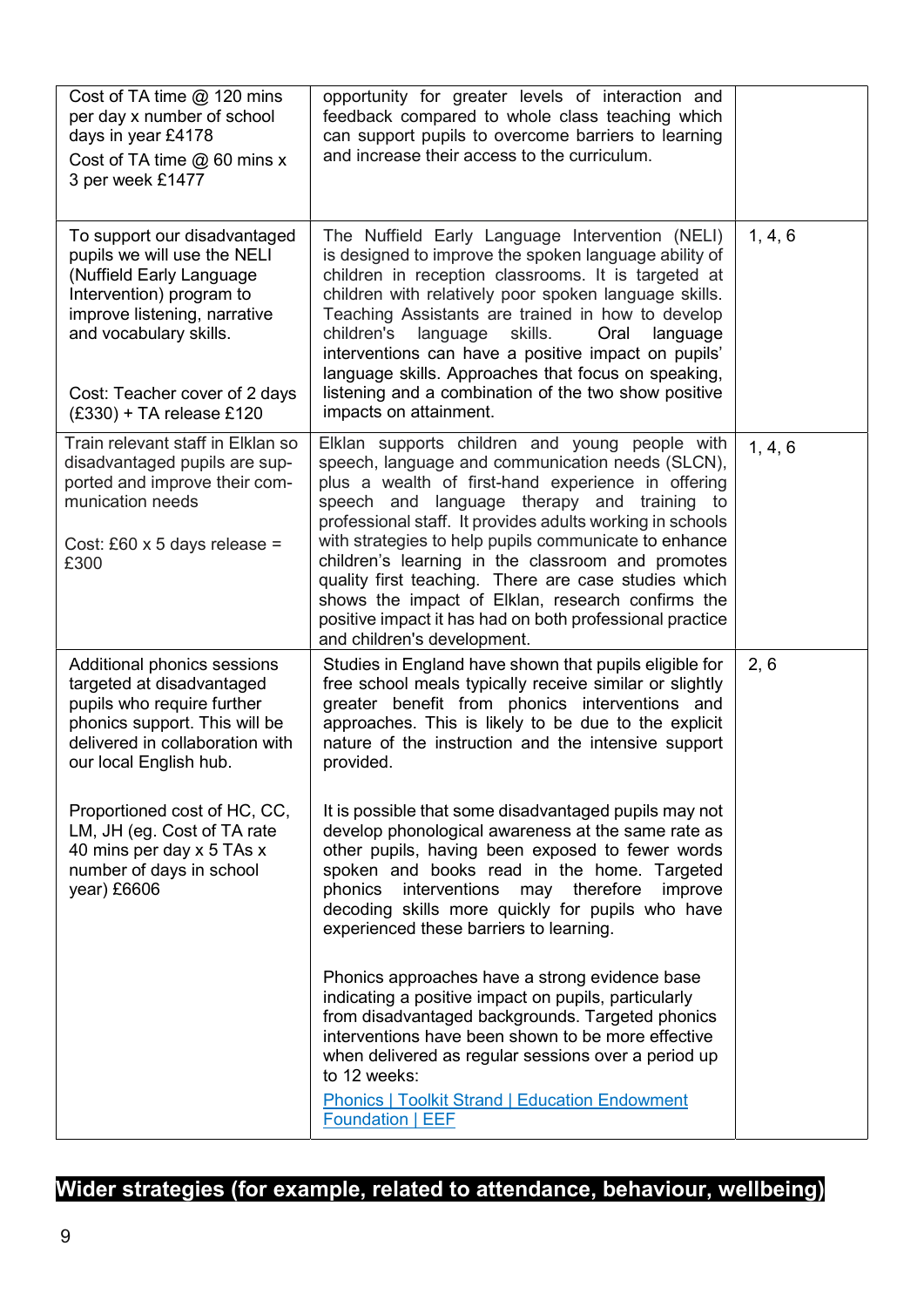| | | |
|---|---|---|
| Cost of TA time @ 120 mins per day x number of school days in year £4178<br><br>Cost of TA time @ 60 mins x 3 per week £1477 | opportunity for greater levels of interaction and feedback compared to whole class teaching which can support pupils to overcome barriers to learning and increase their access to the curriculum. | |
| To support our disadvantaged pupils we will use the NELI (Nuffield Early Language Intervention) program to improve listening, narrative and vocabulary skills.<br><br>Cost: Teacher cover of 2 days (£330) + TA release £120 | The Nuffield Early Language Intervention (NELI) is designed to improve the spoken language ability of children in reception classrooms. It is targeted at children with relatively poor spoken language skills. Teaching Assistants are trained in how to develop children's language skills. Oral language interventions can have a positive impact on pupils' language skills. Approaches that focus on speaking, listening and a combination of the two show positive impacts on attainment. | 1, 4, 6 |
| Train relevant staff in Elklan so disadvantaged pupils are supported and improve their communication needs<br><br>Cost: £60 x 5 days release = £300 | Elklan supports children and young people with speech, language and communication needs (SLCN), plus a wealth of first-hand experience in offering speech and language therapy and training to professional staff. It provides adults working in schools with strategies to help pupils communicate to enhance children's learning in the classroom and promotes quality first teaching. There are case studies which shows the impact of Elklan, research confirms the positive impact it has had on both professional practice and children's development. | 1, 4, 6 |
| Additional phonics sessions targeted at disadvantaged pupils who require further phonics support. This will be delivered in collaboration with our local English hub.<br><br>Proportioned cost of HC, CC, LM, JH (eg. Cost of TA rate 40 mins per day x 5 TAs x number of days in school year) £6606 | Studies in England have shown that pupils eligible for free school meals typically receive similar or slightly greater benefit from phonics interventions and approaches. This is likely to be due to the explicit nature of the instruction and the intensive support provided.<br><br>It is possible that some disadvantaged pupils may not develop phonological awareness at the same rate as other pupils, having been exposed to fewer words spoken and books read in the home. Targeted phonics interventions may therefore improve decoding skills more quickly for pupils who have experienced these barriers to learning.<br><br>Phonics approaches have a strong evidence base indicating a positive impact on pupils, particularly from disadvantaged backgrounds. Targeted phonics interventions have been shown to be more effective when delivered as regular sessions over a period up to 12 weeks:<br>[Phonics \| Toolkit Strand \| Education Endowment Foundation \| EEF]() | 2, 6 |

## Wider strategies (for example, related to attendance, behaviour, wellbeing)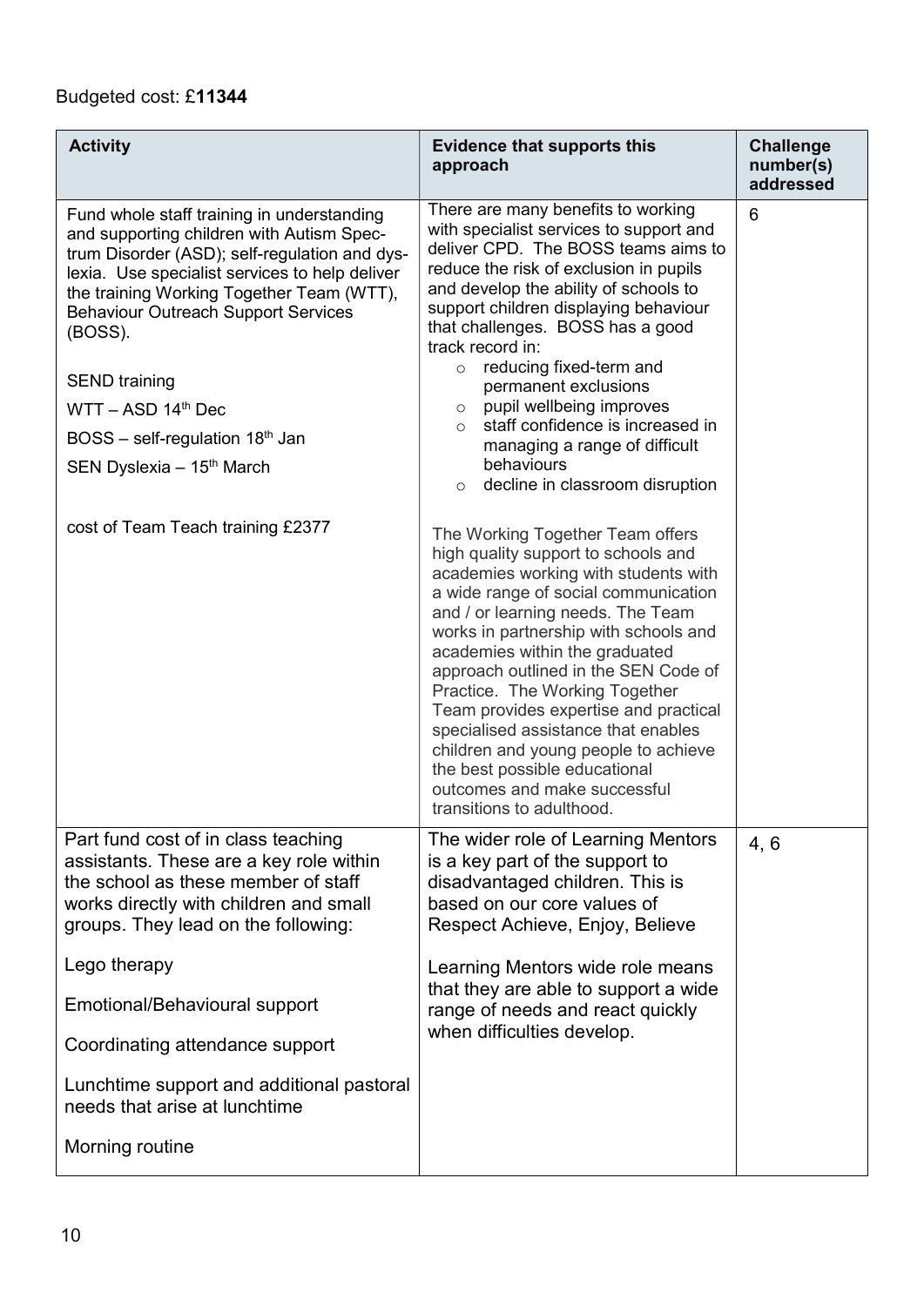Budgeted cost: £**11344**

| Activity | Evidence that supports this approach | Challenge number(s) addressed |
|---|---|---|
| Fund whole staff training in understanding and supporting children with Autism Spectrum Disorder (ASD); self-regulation and dyslexia. Use specialist services to help deliver the training Working Together Team (WTT), Behaviour Outreach Support Services (BOSS).<br><br>SEND training<br><br>WTT – ASD 14th Dec<br><br>BOSS – self-regulation 18th Jan<br><br>SEN Dyslexia – 15th March<br><br>cost of Team Teach training £2377 | There are many benefits to working with specialist services to support and deliver CPD. The BOSS teams aims to reduce the risk of exclusion in pupils and develop the ability of schools to support children displaying behaviour that challenges. BOSS has a good track record in:<br>◦ reducing fixed-term and permanent exclusions<br>◦ pupil wellbeing improves<br>◦ staff confidence is increased in managing a range of difficult behaviours<br>◦ decline in classroom disruption<br><br>The Working Together Team offers high quality support to schools and academies working with students with a wide range of social communication and / or learning needs. The Team works in partnership with schools and academies within the graduated approach outlined in the SEN Code of Practice. The Working Together Team provides expertise and practical specialised assistance that enables children and young people to achieve the best possible educational outcomes and make successful transitions to adulthood. | 6 |
| Part fund cost of in class teaching assistants. These are a key role within the school as these member of staff works directly with children and small groups. They lead on the following:<br><br>Lego therapy<br><br>Emotional/Behavioural support<br><br>Coordinating attendance support<br><br>Lunchtime support and additional pastoral needs that arise at lunchtime<br><br>Morning routine | The wider role of Learning Mentors is a key part of the support to disadvantaged children. This is based on our core values of Respect Achieve, Enjoy, Believe<br><br>Learning Mentors wide role means that they are able to support a wide range of needs and react quickly when difficulties develop. | 4, 6 |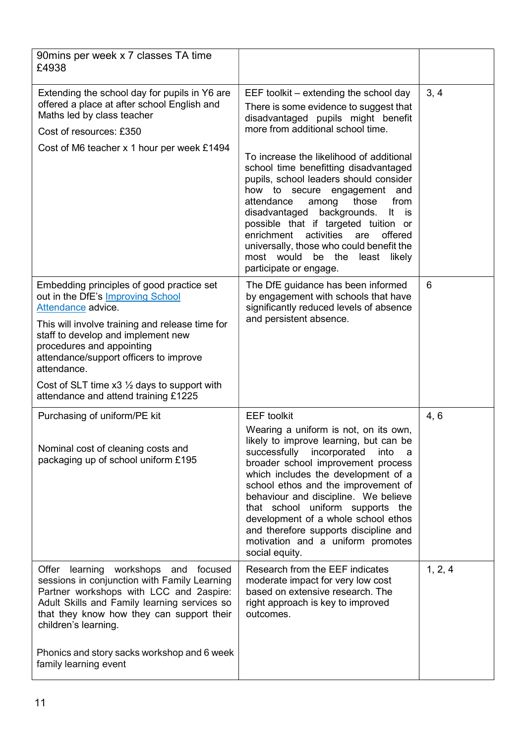| | | |
|---|---|---|
| 90mins per week x 7 classes TA time £4938 | | |
| Extending the school day for pupils in Y6 are offered a place at after school English and Maths led by class teacher<br><br>Cost of resources: £350<br><br>Cost of M6 teacher x 1 hour per week £1494 | EEF toolkit – extending the school day<br><br>There is some evidence to suggest that disadvantaged pupils might benefit more from additional school time.<br><br>To increase the likelihood of additional school time benefitting disadvantaged pupils, school leaders should consider how to secure engagement and attendance among those from disadvantaged backgrounds. It is possible that if targeted tuition or enrichment activities are offered universally, those who could benefit the most would be the least likely participate or engage. | 3, 4 |
| Embedding principles of good practice set out in the DfE's [Improving School Attendance]() advice.<br><br>This will involve training and release time for staff to develop and implement new procedures and appointing attendance/support officers to improve attendance.<br><br>Cost of SLT time x3 ½ days to support with attendance and attend training £1225 | The DfE guidance has been informed by engagement with schools that have significantly reduced levels of absence and persistent absence. | 6 |
| Purchasing of uniform/PE kit<br><br>Nominal cost of cleaning costs and packaging up of school uniform £195 | EEF toolkit<br><br>Wearing a uniform is not, on its own, likely to improve learning, but can be successfully incorporated into a broader school improvement process which includes the development of a school ethos and the improvement of behaviour and discipline. We believe that school uniform supports the development of a whole school ethos and therefore supports discipline and motivation and a uniform promotes social equity. | 4, 6 |
| Offer learning workshops and focused sessions in conjunction with Family Learning Partner workshops with LCC and 2aspire: Adult Skills and Family learning services so that they know how they can support their children's learning.<br><br>Phonics and story sacks workshop and 6 week family learning event | Research from the EEF indicates moderate impact for very low cost based on extensive research. The right approach is key to improved outcomes. | 1, 2, 4 |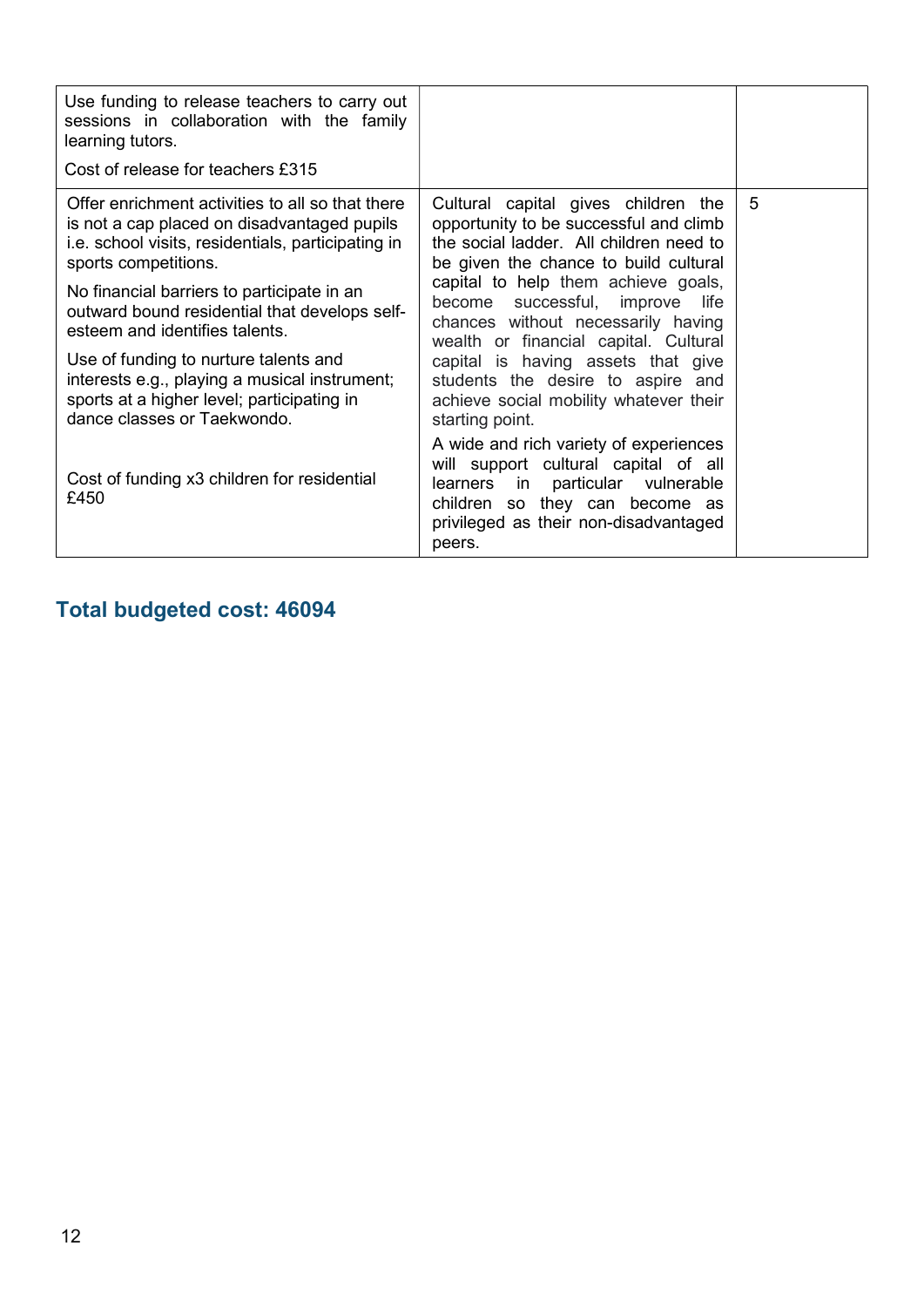| | | |
|---|---|---|
| Use funding to release teachers to carry out sessions in collaboration with the family learning tutors.<br><br>Cost of release for teachers £315 | | |
| Offer enrichment activities to all so that there is not a cap placed on disadvantaged pupils i.e. school visits, residentials, participating in sports competitions.<br><br>No financial barriers to participate in an outward bound residential that develops self-esteem and identifies talents.<br><br>Use of funding to nurture talents and interests e.g., playing a musical instrument; sports at a higher level; participating in dance classes or Taekwondo.<br><br>Cost of funding x3 children for residential £450 | Cultural capital gives children the opportunity to be successful and climb the social ladder. All children need to be given the chance to build cultural capital to help them achieve goals, become successful, improve life chances without necessarily having wealth or financial capital. Cultural capital is having assets that give students the desire to aspire and achieve social mobility whatever their starting point.<br><br>A wide and rich variety of experiences will support cultural capital of all learners in particular vulnerable children so they can become as privileged as their non-disadvantaged peers. | 5 |

## Total budgeted cost: 46094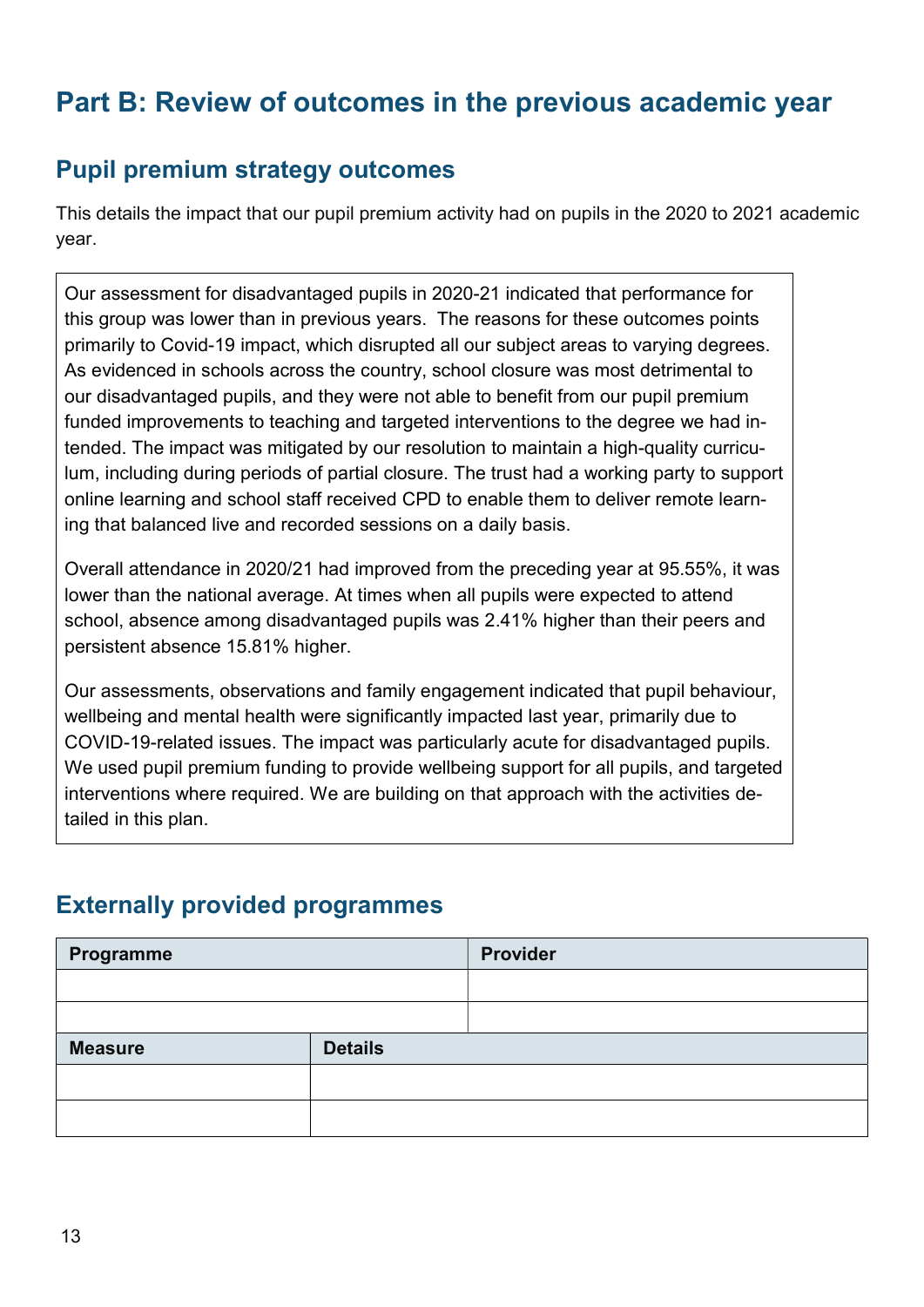# Part B: Review of outcomes in the previous academic year

## Pupil premium strategy outcomes

This details the impact that our pupil premium activity had on pupils in the 2020 to 2021 academic year.

Our assessment for disadvantaged pupils in 2020-21 indicated that performance for this group was lower than in previous years. The reasons for these outcomes points primarily to Covid-19 impact, which disrupted all our subject areas to varying degrees. As evidenced in schools across the country, school closure was most detrimental to our disadvantaged pupils, and they were not able to benefit from our pupil premium funded improvements to teaching and targeted interventions to the degree we had intended. The impact was mitigated by our resolution to maintain a high-quality curriculum, including during periods of partial closure. The trust had a working party to support online learning and school staff received CPD to enable them to deliver remote learning that balanced live and recorded sessions on a daily basis.

Overall attendance in 2020/21 had improved from the preceding year at 95.55%, it was lower than the national average. At times when all pupils were expected to attend school, absence among disadvantaged pupils was 2.41% higher than their peers and persistent absence 15.81% higher.

Our assessments, observations and family engagement indicated that pupil behaviour, wellbeing and mental health were significantly impacted last year, primarily due to COVID-19-related issues. The impact was particularly acute for disadvantaged pupils. We used pupil premium funding to provide wellbeing support for all pupils, and targeted interventions where required. We are building on that approach with the activities detailed in this plan.

## Externally provided programmes

| Programme | Provider |
| --- | --- |
| | |
| | |

| Measure | Details |
| --- | --- |
| | |
| | |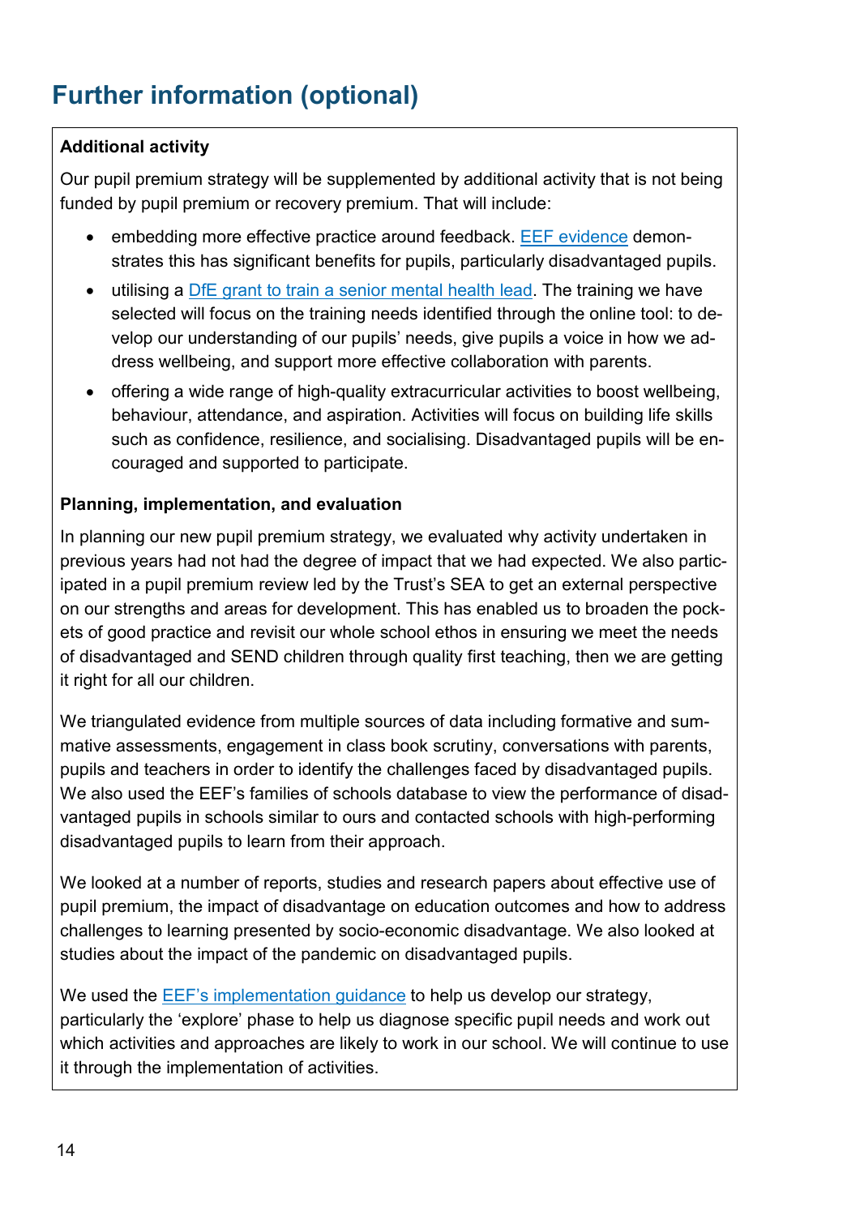# Further information (optional)

**Additional activity**

Our pupil premium strategy will be supplemented by additional activity that is not being funded by pupil premium or recovery premium. That will include:

- embedding more effective practice around feedback. EEF evidence demonstrates this has significant benefits for pupils, particularly disadvantaged pupils.
- utilising a DfE grant to train a senior mental health lead. The training we have selected will focus on the training needs identified through the online tool: to develop our understanding of our pupils' needs, give pupils a voice in how we address wellbeing, and support more effective collaboration with parents.
- offering a wide range of high-quality extracurricular activities to boost wellbeing, behaviour, attendance, and aspiration. Activities will focus on building life skills such as confidence, resilience, and socialising. Disadvantaged pupils will be encouraged and supported to participate.

**Planning, implementation, and evaluation**

In planning our new pupil premium strategy, we evaluated why activity undertaken in previous years had not had the degree of impact that we had expected. We also participated in a pupil premium review led by the Trust's SEA to get an external perspective on our strengths and areas for development. This has enabled us to broaden the pockets of good practice and revisit our whole school ethos in ensuring we meet the needs of disadvantaged and SEND children through quality first teaching, then we are getting it right for all our children.

We triangulated evidence from multiple sources of data including formative and summative assessments, engagement in class book scrutiny, conversations with parents, pupils and teachers in order to identify the challenges faced by disadvantaged pupils. We also used the EEF's families of schools database to view the performance of disadvantaged pupils in schools similar to ours and contacted schools with high-performing disadvantaged pupils to learn from their approach.

We looked at a number of reports, studies and research papers about effective use of pupil premium, the impact of disadvantage on education outcomes and how to address challenges to learning presented by socio-economic disadvantage. We also looked at studies about the impact of the pandemic on disadvantaged pupils.

We used the EEF's implementation guidance to help us develop our strategy, particularly the 'explore' phase to help us diagnose specific pupil needs and work out which activities and approaches are likely to work in our school. We will continue to use it through the implementation of activities.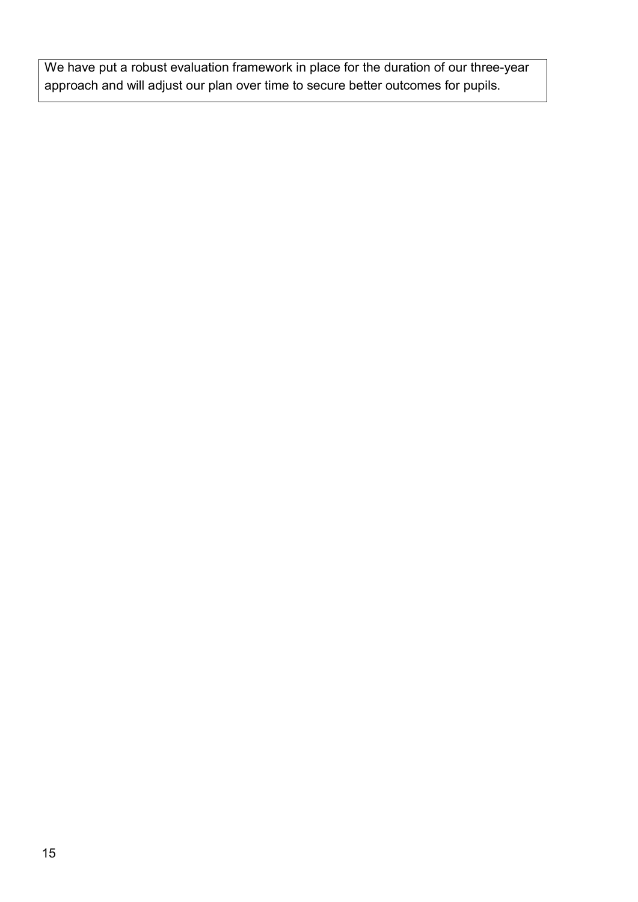We have put a robust evaluation framework in place for the duration of our three-year approach and will adjust our plan over time to secure better outcomes for pupils.